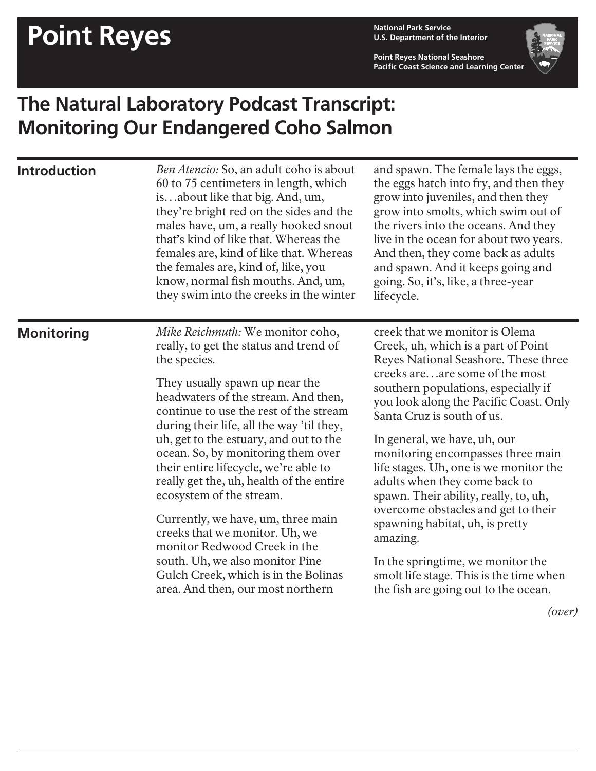# Point Reyes

**National Park Service**
**U.S. Department of the Interior**

**Point Reyes National Seashore**
**Pacific Coast Science and Learning Center**

## The Natural Laboratory Podcast Transcript: Monitoring Our Endangered Coho Salmon

### Introduction

*Ben Atencio:* So, an adult coho is about 60 to 75 centimeters in length, which is…about like that big. And, um, they're bright red on the sides and the males have, um, a really hooked snout that's kind of like that. Whereas the females are, kind of like that. Whereas the females are, kind of, like, you know, normal fish mouths. And, um, they swim into the creeks in the winter and spawn. The female lays the eggs, the eggs hatch into fry, and then they grow into juveniles, and then they grow into smolts, which swim out of the rivers into the oceans. And they live in the ocean for about two years. And then, they come back as adults and spawn. And it keeps going and going. So, it's, like, a three-year lifecycle.

### Monitoring

*Mike Reichmuth:* We monitor coho, really, to get the status and trend of the species.

They usually spawn up near the headwaters of the stream. And then, continue to use the rest of the stream during their life, all the way 'til they, uh, get to the estuary, and out to the ocean. So, by monitoring them over their entire lifecycle, we're able to really get the, uh, health of the entire ecosystem of the stream.

Currently, we have, um, three main creeks that we monitor. Uh, we monitor Redwood Creek in the south. Uh, we also monitor Pine Gulch Creek, which is in the Bolinas area. And then, our most northern creek that we monitor is Olema Creek, uh, which is a part of Point Reyes National Seashore. These three creeks are…are some of the most southern populations, especially if you look along the Pacific Coast. Only Santa Cruz is south of us.

In general, we have, uh, our monitoring encompasses three main life stages. Uh, one is we monitor the adults when they come back to spawn. Their ability, really, to, uh, overcome obstacles and get to their spawning habitat, uh, is pretty amazing.

In the springtime, we monitor the smolt life stage. This is the time when the fish are going out to the ocean.

*(over)*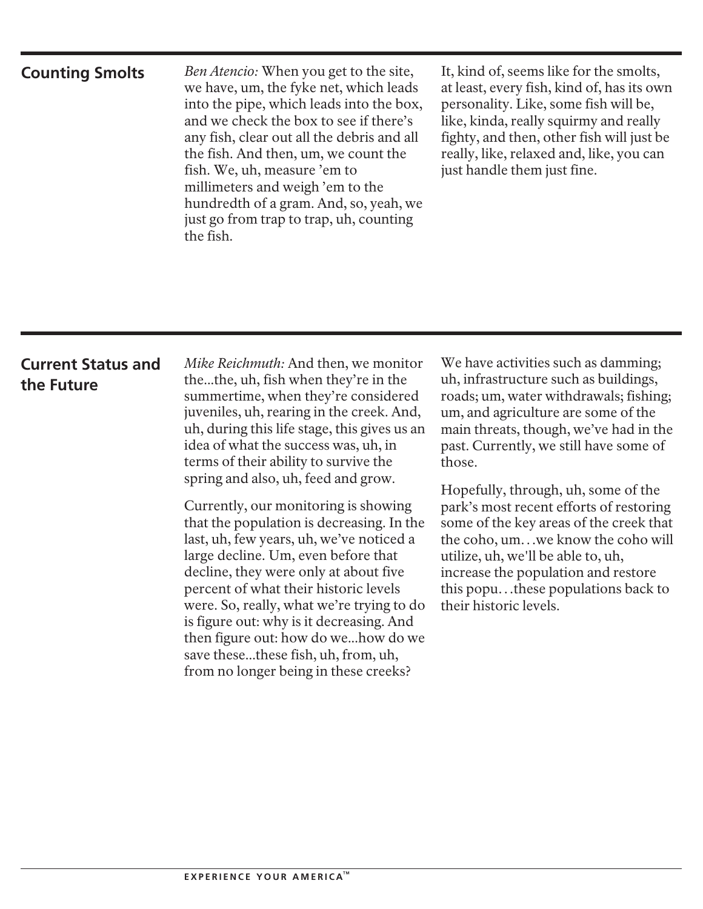## Counting Smolts

*Ben Atencio:* When you get to the site, we have, um, the fyke net, which leads into the pipe, which leads into the box, and we check the box to see if there's any fish, clear out all the debris and all the fish. And then, um, we count the fish. We, uh, measure 'em to millimeters and weigh 'em to the hundredth of a gram. And, so, yeah, we just go from trap to trap, uh, counting the fish.

It, kind of, seems like for the smolts, at least, every fish, kind of, has its own personality. Like, some fish will be, like, kinda, really squirmy and really fighty, and then, other fish will just be really, like, relaxed and, like, you can just handle them just fine.

## Current Status and the Future

*Mike Reichmuth:* And then, we monitor the...the, uh, fish when they're in the summertime, when they're considered juveniles, uh, rearing in the creek. And, uh, during this life stage, this gives us an idea of what the success was, uh, in terms of their ability to survive the spring and also, uh, feed and grow.

Currently, our monitoring is showing that the population is decreasing. In the last, uh, few years, uh, we've noticed a large decline. Um, even before that decline, they were only at about five percent of what their historic levels were. So, really, what we're trying to do is figure out: why is it decreasing. And then figure out: how do we...how do we save these...these fish, uh, from, uh, from no longer being in these creeks?

We have activities such as damming; uh, infrastructure such as buildings, roads; um, water withdrawals; fishing; um, and agriculture are some of the main threats, though, we've had in the past. Currently, we still have some of those.

Hopefully, through, uh, some of the park's most recent efforts of restoring some of the key areas of the creek that the coho, um…we know the coho will utilize, uh, we'll be able to, uh, increase the population and restore this popu…these populations back to their historic levels.